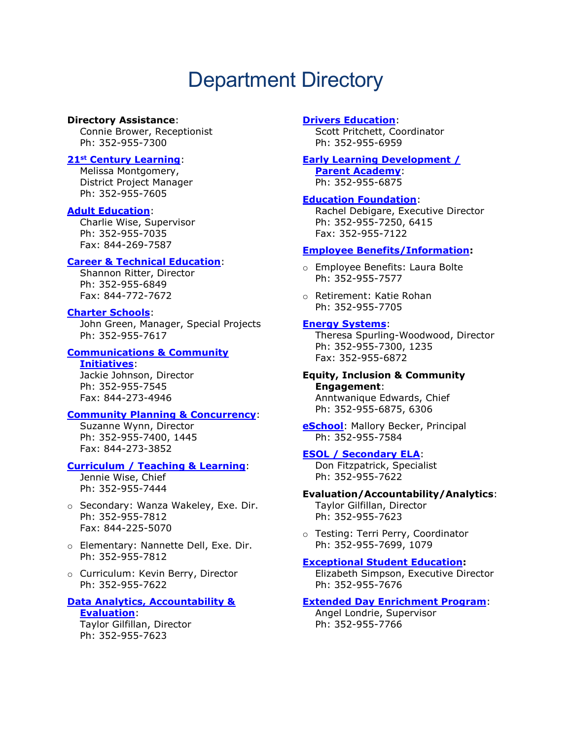# Department Directory

**Directory Assistance**:
Connie Brower, Receptionist
Ph: 352-955-7300

**21st Century Learning**:
Melissa Montgomery,
District Project Manager
Ph: 352-955-7605

**Adult Education**:
Charlie Wise, Supervisor
Ph: 352-955-7035
Fax: 844-269-7587

**Career & Technical Education**:
Shannon Ritter, Director
Ph: 352-955-6849
Fax: 844-772-7672

**Charter Schools**:
John Green, Manager, Special Projects
Ph: 352-955-7617

**Communications & Community Initiatives**:
Jackie Johnson, Director
Ph: 352-955-7545
Fax: 844-273-4946

**Community Planning & Concurrency**:
Suzanne Wynn, Director
Ph: 352-955-7400, 1445
Fax: 844-273-3852

**Curriculum / Teaching & Learning**:
Jennie Wise, Chief
Ph: 352-955-7444

- Secondary: Wanza Wakeley, Exe. Dir.
  Ph: 352-955-7812
  Fax: 844-225-5070
- Elementary: Nannette Dell, Exe. Dir.
  Ph: 352-955-7812
- Curriculum: Kevin Berry, Director
  Ph: 352-955-7622

**Data Analytics, Accountability & Evaluation**:
Taylor Gilfillan, Director
Ph: 352-955-7623

**Drivers Education**:
Scott Pritchett, Coordinator
Ph: 352-955-6959

**Early Learning Development / Parent Academy**:
Ph: 352-955-6875

**Education Foundation**:
Rachel Debigare, Executive Director
Ph: 352-955-7250, 6415
Fax: 352-955-7122

**Employee Benefits/Information:**

- Employee Benefits: Laura Bolte
  Ph: 352-955-7577
- Retirement: Katie Rohan
  Ph: 352-955-7705

**Energy Systems**:
Theresa Spurling-Woodwood, Director
Ph: 352-955-7300, 1235
Fax: 352-955-6872

**Equity, Inclusion & Community Engagement**:
Anntwanique Edwards, Chief
Ph: 352-955-6875, 6306

**eSchool**: Mallory Becker, Principal
Ph: 352-955-7584

**ESOL / Secondary ELA**:
Don Fitzpatrick, Specialist
Ph: 352-955-7622

**Evaluation/Accountability/Analytics**:
Taylor Gilfillan, Director
Ph: 352-955-7623

- Testing: Terri Perry, Coordinator
  Ph: 352-955-7699, 1079

**Exceptional Student Education:**
Elizabeth Simpson, Executive Director
Ph: 352-955-7676

**Extended Day Enrichment Program**:
Angel Londrie, Supervisor
Ph: 352-955-7766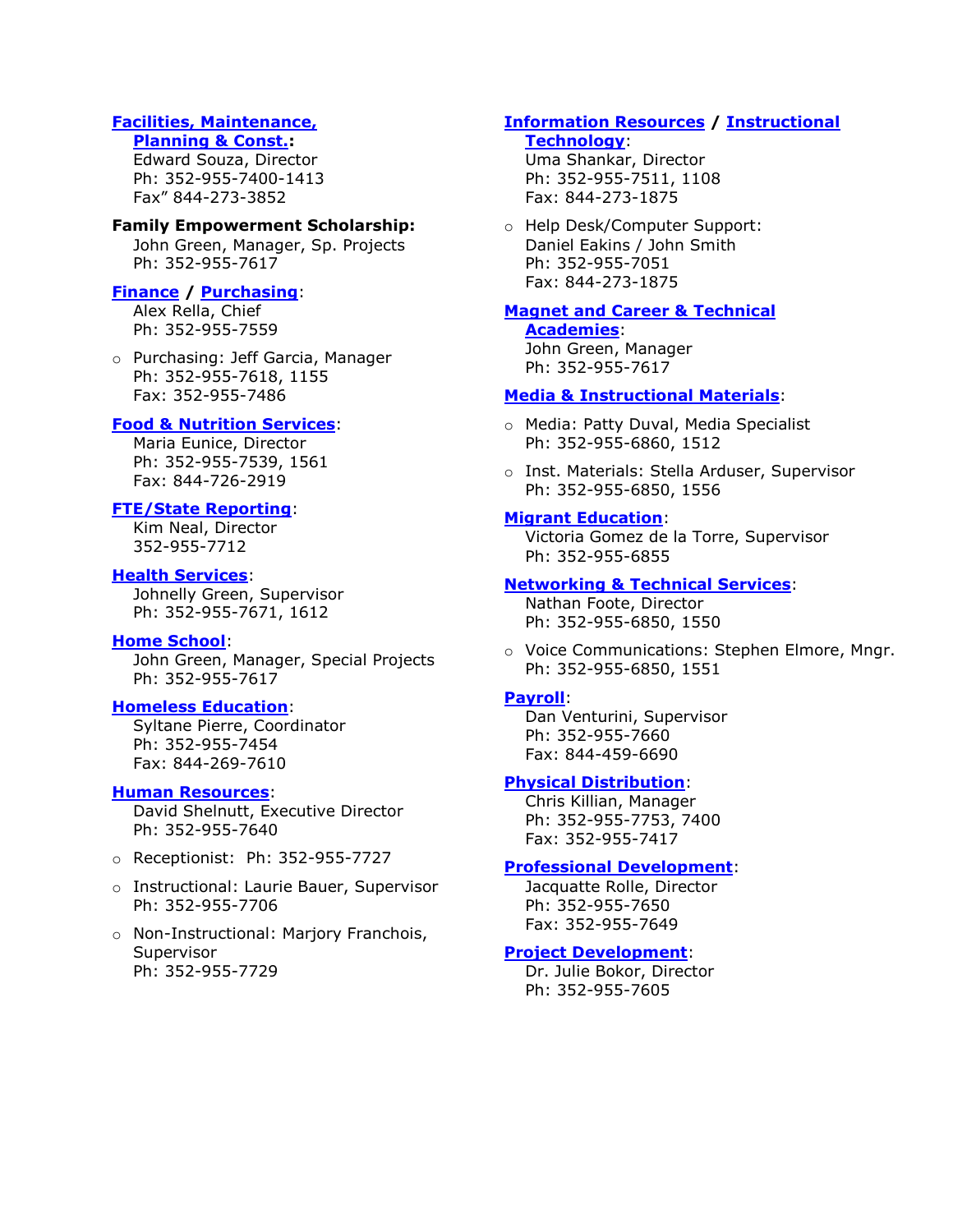**Facilities, Maintenance, Planning & Const.:**
Edward Souza, Director
Ph: 352-955-7400-1413
Fax" 844-273-3852

**Family Empowerment Scholarship:**
John Green, Manager, Sp. Projects
Ph: 352-955-7617

**Finance / Purchasing**:
Alex Rella, Chief
Ph: 352-955-7559

- Purchasing: Jeff Garcia, Manager
  Ph: 352-955-7618, 1155
  Fax: 352-955-7486

**Food & Nutrition Services**:
Maria Eunice, Director
Ph: 352-955-7539, 1561
Fax: 844-726-2919

**FTE/State Reporting**:
Kim Neal, Director
352-955-7712

**Health Services**:
Johnelly Green, Supervisor
Ph: 352-955-7671, 1612

**Home School**:
John Green, Manager, Special Projects
Ph: 352-955-7617

**Homeless Education**:
Syltane Pierre, Coordinator
Ph: 352-955-7454
Fax: 844-269-7610

**Human Resources**:
David Shelnutt, Executive Director
Ph: 352-955-7640

- Receptionist: Ph: 352-955-7727
- Instructional: Laurie Bauer, Supervisor
  Ph: 352-955-7706
- Non-Instructional: Marjory Franchois, Supervisor
  Ph: 352-955-7729

**Information Resources / Instructional Technology**:
Uma Shankar, Director
Ph: 352-955-7511, 1108
Fax: 844-273-1875

- Help Desk/Computer Support:
  Daniel Eakins / John Smith
  Ph: 352-955-7051
  Fax: 844-273-1875

**Magnet and Career & Technical Academies**:
John Green, Manager
Ph: 352-955-7617

**Media & Instructional Materials**:

- Media: Patty Duval, Media Specialist
  Ph: 352-955-6860, 1512
- Inst. Materials: Stella Arduser, Supervisor
  Ph: 352-955-6850, 1556

**Migrant Education**:
Victoria Gomez de la Torre, Supervisor
Ph: 352-955-6855

**Networking & Technical Services**:
Nathan Foote, Director
Ph: 352-955-6850, 1550

- Voice Communications: Stephen Elmore, Mngr.
  Ph: 352-955-6850, 1551

**Payroll**:
Dan Venturini, Supervisor
Ph: 352-955-7660
Fax: 844-459-6690

**Physical Distribution**:
Chris Killian, Manager
Ph: 352-955-7753, 7400
Fax: 352-955-7417

**Professional Development**:
Jacquatte Rolle, Director
Ph: 352-955-7650
Fax: 352-955-7649

**Project Development**:
Dr. Julie Bokor, Director
Ph: 352-955-7605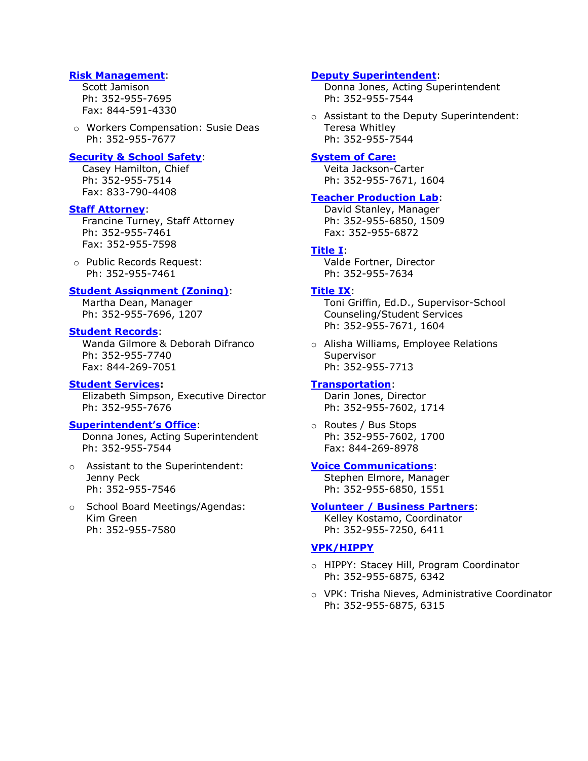**Risk Management**:
Scott Jamison
Ph: 352-955-7695
Fax: 844-591-4330

- Workers Compensation: Susie Deas
  Ph: 352-955-7677

**Security & School Safety**:
Casey Hamilton, Chief
Ph: 352-955-7514
Fax: 833-790-4408

**Staff Attorney**:
Francine Turney, Staff Attorney
Ph: 352-955-7461
Fax: 352-955-7598

- Public Records Request:
  Ph: 352-955-7461

**Student Assignment (Zoning)**:
Martha Dean, Manager
Ph: 352-955-7696, 1207

**Student Records**:
Wanda Gilmore & Deborah Difranco
Ph: 352-955-7740
Fax: 844-269-7051

**Student Services:**
Elizabeth Simpson, Executive Director
Ph: 352-955-7676

**Superintendent's Office**:
Donna Jones, Acting Superintendent
Ph: 352-955-7544

- Assistant to the Superintendent:
  Jenny Peck
  Ph: 352-955-7546
- School Board Meetings/Agendas:
  Kim Green
  Ph: 352-955-7580

**Deputy Superintendent**:
Donna Jones, Acting Superintendent
Ph: 352-955-7544

- Assistant to the Deputy Superintendent:
  Teresa Whitley
  Ph: 352-955-7544

**System of Care:**
Veita Jackson-Carter
Ph: 352-955-7671, 1604

**Teacher Production Lab**:
David Stanley, Manager
Ph: 352-955-6850, 1509
Fax: 352-955-6872

**Title I**:
Valde Fortner, Director
Ph: 352-955-7634

**Title IX**:
Toni Griffin, Ed.D., Supervisor-School Counseling/Student Services
Ph: 352-955-7671, 1604

- Alisha Williams, Employee Relations Supervisor
  Ph: 352-955-7713

**Transportation**:
Darin Jones, Director
Ph: 352-955-7602, 1714

- Routes / Bus Stops
  Ph: 352-955-7602, 1700
  Fax: 844-269-8978

**Voice Communications**:
Stephen Elmore, Manager
Ph: 352-955-6850, 1551

**Volunteer / Business Partners**:
Kelley Kostamo, Coordinator
Ph: 352-955-7250, 6411

**VPK/HIPPY**

- HIPPY: Stacey Hill, Program Coordinator
  Ph: 352-955-6875, 6342
- VPK: Trisha Nieves, Administrative Coordinator
  Ph: 352-955-6875, 6315